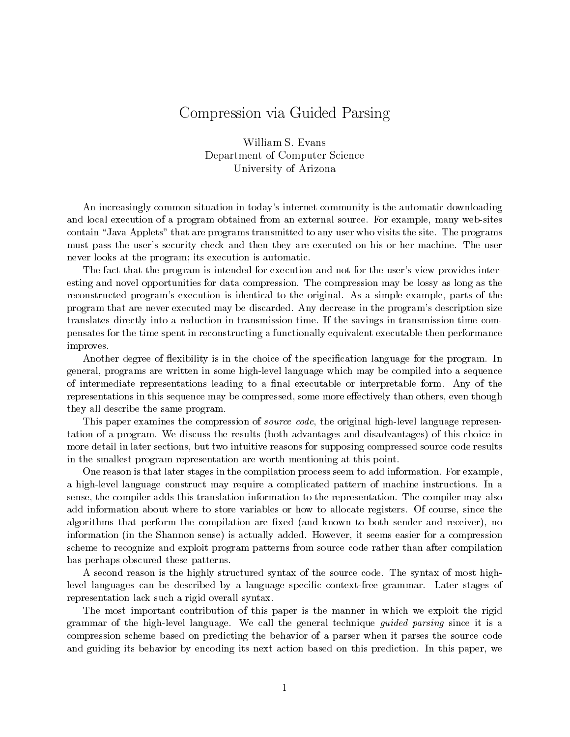# Compression via Guided Parsing

William S. Evans
Department of Computer Science
University of Arizona

An increasingly common situation in today's internet community is the automatic downloading and local execution of a program obtained from an external source. For example, many web-sites contain "Java Applets" that are programs transmitted to any user who visits the site. The programs must pass the user's security check and then they are executed on his or her machine. The user never looks at the program; its execution is automatic.

The fact that the program is intended for execution and not for the user's view provides interesting and novel opportunities for data compression. The compression may be lossy as long as the reconstructed program's execution is identical to the original. As a simple example, parts of the program that are never executed may be discarded. Any decrease in the program's description size translates directly into a reduction in transmission time. If the savings in transmission time compensates for the time spent in reconstructing a functionally equivalent executable then performance improves.

Another degree of flexibility is in the choice of the specification language for the program. In general, programs are written in some high-level language which may be compiled into a sequence of intermediate representations leading to a final executable or interpretable form. Any of the representations in this sequence may be compressed, some more effectively than others, even though they all describe the same program.

This paper examines the compression of *source code*, the original high-level language representation of a program. We discuss the results (both advantages and disadvantages) of this choice in more detail in later sections, but two intuitive reasons for supposing compressed source code results in the smallest program representation are worth mentioning at this point.

One reason is that later stages in the compilation process seem to add information. For example, a high-level language construct may require a complicated pattern of machine instructions. In a sense, the compiler adds this translation information to the representation. The compiler may also add information about where to store variables or how to allocate registers. Of course, since the algorithms that perform the compilation are fixed (and known to both sender and receiver), no information (in the Shannon sense) is actually added. However, it seems easier for a compression scheme to recognize and exploit program patterns from source code rather than after compilation has perhaps obscured these patterns.

A second reason is the highly structured syntax of the source code. The syntax of most high-level languages can be described by a language specific context-free grammar. Later stages of representation lack such a rigid overall syntax.

The most important contribution of this paper is the manner in which we exploit the rigid grammar of the high-level language. We call the general technique *guided parsing* since it is a compression scheme based on predicting the behavior of a parser when it parses the source code and guiding its behavior by encoding its next action based on this prediction. In this paper, we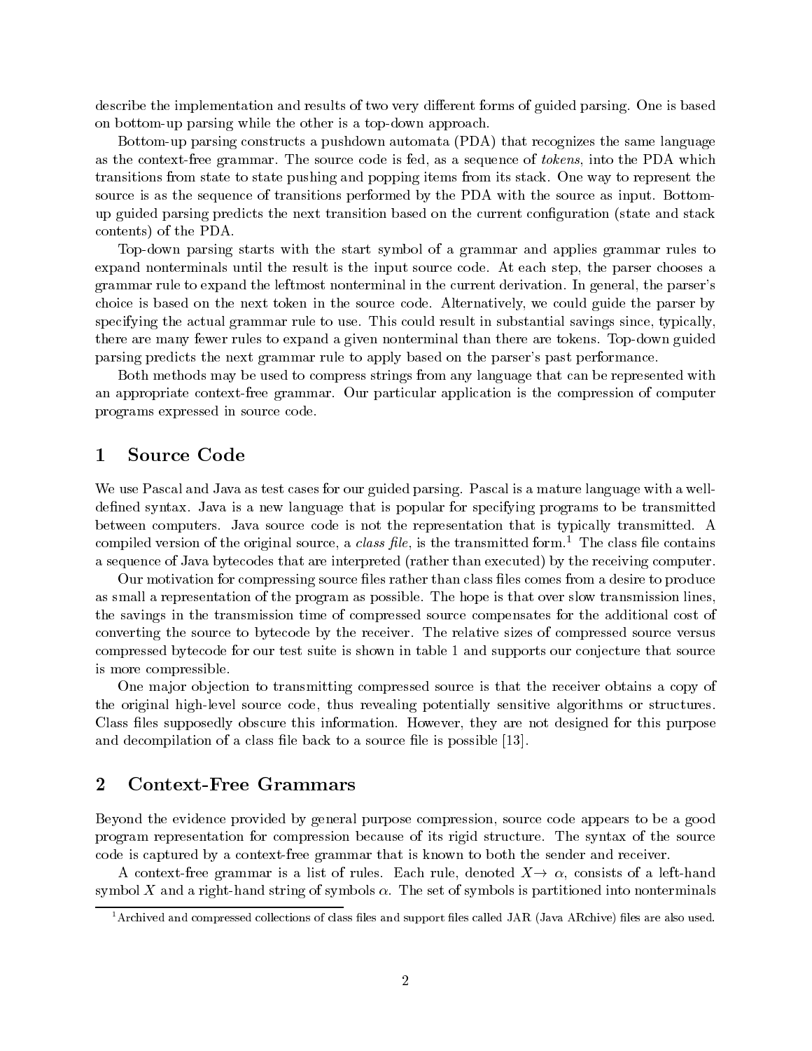describe the implementation and results of two very different forms of guided parsing. One is based on bottom-up parsing while the other is a top-down approach.

Bottom-up parsing constructs a pushdown automata (PDA) that recognizes the same language as the context-free grammar. The source code is fed, as a sequence of *tokens*, into the PDA which transitions from state to state pushing and popping items from its stack. One way to represent the source is as the sequence of transitions performed by the PDA with the source as input. Bottom-up guided parsing predicts the next transition based on the current configuration (state and stack contents) of the PDA.

Top-down parsing starts with the start symbol of a grammar and applies grammar rules to expand nonterminals until the result is the input source code. At each step, the parser chooses a grammar rule to expand the leftmost nonterminal in the current derivation. In general, the parser's choice is based on the next token in the source code. Alternatively, we could guide the parser by specifying the actual grammar rule to use. This could result in substantial savings since, typically, there are many fewer rules to expand a given nonterminal than there are tokens. Top-down guided parsing predicts the next grammar rule to apply based on the parser's past performance.

Both methods may be used to compress strings from any language that can be represented with an appropriate context-free grammar. Our particular application is the compression of computer programs expressed in source code.

## 1 Source Code

We use Pascal and Java as test cases for our guided parsing. Pascal is a mature language with a well-defined syntax. Java is a new language that is popular for specifying programs to be transmitted between computers. Java source code is not the representation that is typically transmitted. A compiled version of the original source, a *class file*, is the transmitted form.[1] The class file contains a sequence of Java bytecodes that are interpreted (rather than executed) by the receiving computer.

Our motivation for compressing source files rather than class files comes from a desire to produce as small a representation of the program as possible. The hope is that over slow transmission lines, the savings in the transmission time of compressed source compensates for the additional cost of converting the source to bytecode by the receiver. The relative sizes of compressed source versus compressed bytecode for our test suite is shown in table 1 and supports our conjecture that source is more compressible.

One major objection to transmitting compressed source is that the receiver obtains a copy of the original high-level source code, thus revealing potentially sensitive algorithms or structures. Class files supposedly obscure this information. However, they are not designed for this purpose and decompilation of a class file back to a source file is possible [13].

## 2 Context-Free Grammars

Beyond the evidence provided by general purpose compression, source code appears to be a good program representation for compression because of its rigid structure. The syntax of the source code is captured by a context-free grammar that is known to both the sender and receiver.

A context-free grammar is a list of rules. Each rule, denoted $X \rightarrow \alpha$, consists of a left-hand symbol $X$ and a right-hand string of symbols $\alpha$. The set of symbols is partitioned into nonterminals

[1] Archived and compressed collections of class files and support files called JAR (Java ARchive) files are also used.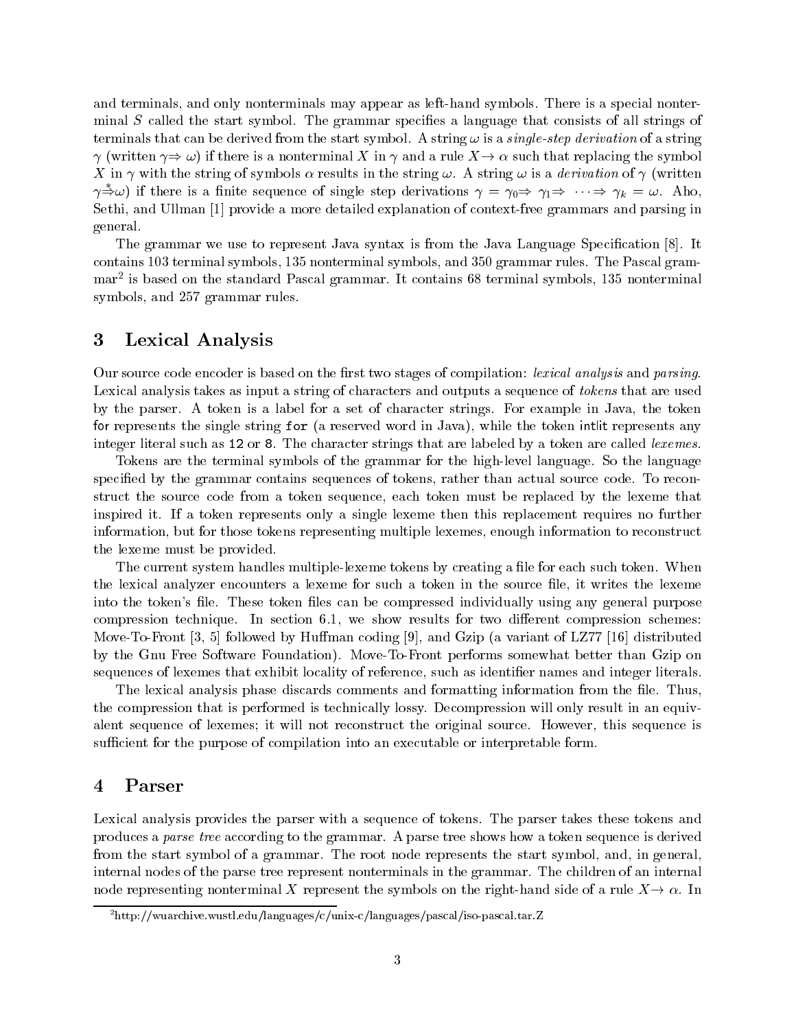and terminals, and only nonterminals may appear as left-hand symbols. There is a special nonterminal $S$ called the start symbol. The grammar specifies a language that consists of all strings of terminals that can be derived from the start symbol. A string $\omega$ is a *single-step derivation* of a string $\gamma$ (written $\gamma \Rightarrow \omega$) if there is a nonterminal $X$ in $\gamma$ and a rule $X \rightarrow \alpha$ such that replacing the symbol $X$ in $\gamma$ with the string of symbols $\alpha$ results in the string $\omega$. A string $\omega$ is a *derivation* of $\gamma$ (written $\gamma \stackrel{*}{\Rightarrow} \omega$) if there is a finite sequence of single step derivations $\gamma = \gamma_0 \Rightarrow \gamma_1 \Rightarrow \cdots \Rightarrow \gamma_k = \omega$. Aho, Sethi, and Ullman [1] provide a more detailed explanation of context-free grammars and parsing in general.

The grammar we use to represent Java syntax is from the Java Language Specification [8]. It contains 103 terminal symbols, 135 nonterminal symbols, and 350 grammar rules. The Pascal grammar[2] is based on the standard Pascal grammar. It contains 68 terminal symbols, 135 nonterminal symbols, and 257 grammar rules.

## 3 Lexical Analysis

Our source code encoder is based on the first two stages of compilation: *lexical analysis* and *parsing*. Lexical analysis takes as input a string of characters and outputs a sequence of *tokens* that are used by the parser. A token is a label for a set of character strings. For example in Java, the token `for` represents the single string `for` (a reserved word in Java), while the token `intlit` represents any integer literal such as `12` or `8`. The character strings that are labeled by a token are called *lexemes*.

Tokens are the terminal symbols of the grammar for the high-level language. So the language specified by the grammar contains sequences of tokens, rather than actual source code. To reconstruct the source code from a token sequence, each token must be replaced by the lexeme that inspired it. If a token represents only a single lexeme then this replacement requires no further information, but for those tokens representing multiple lexemes, enough information to reconstruct the lexeme must be provided.

The current system handles multiple-lexeme tokens by creating a file for each such token. When the lexical analyzer encounters a lexeme for such a token in the source file, it writes the lexeme into the token's file. These token files can be compressed individually using any general purpose compression technique. In section 6.1, we show results for two different compression schemes: Move-To-Front [3, 5] followed by Huffman coding [9], and Gzip (a variant of LZ77 [16] distributed by the Gnu Free Software Foundation). Move-To-Front performs somewhat better than Gzip on sequences of lexemes that exhibit locality of reference, such as identifier names and integer literals.

The lexical analysis phase discards comments and formatting information from the file. Thus, the compression that is performed is technically lossy. Decompression will only result in an equivalent sequence of lexemes; it will not reconstruct the original source. However, this sequence is sufficient for the purpose of compilation into an executable or interpretable form.

## 4 Parser

Lexical analysis provides the parser with a sequence of tokens. The parser takes these tokens and produces a *parse tree* according to the grammar. A parse tree shows how a token sequence is derived from the start symbol of a grammar. The root node represents the start symbol, and, in general, internal nodes of the parse tree represent nonterminals in the grammar. The children of an internal node representing nonterminal $X$ represent the symbols on the right-hand side of a rule $X \rightarrow \alpha$. In

[2] http://wuarchive.wustl.edu/languages/c/unix-c/languages/pascal/iso-pascal.tar.Z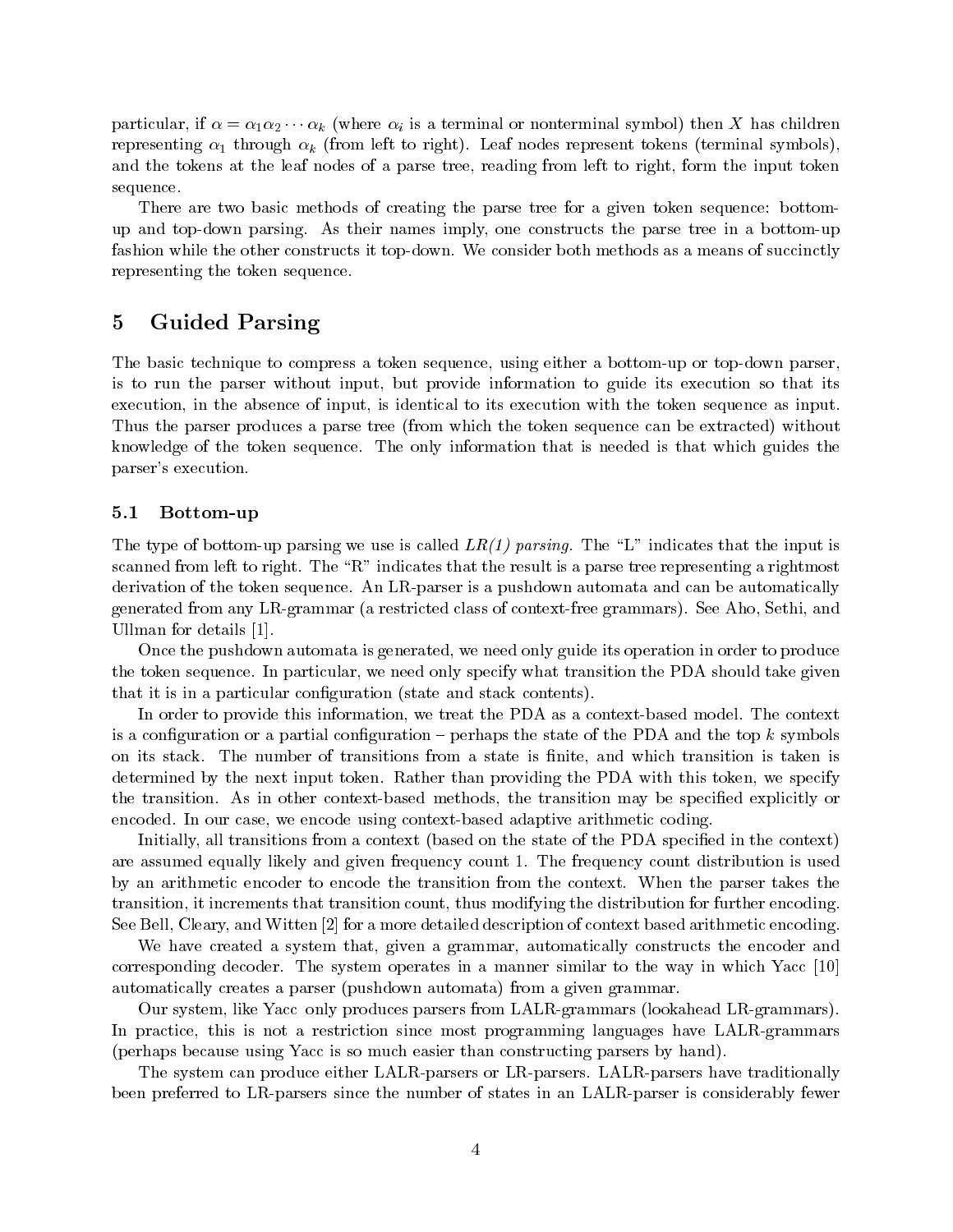particular, if $\alpha = \alpha_1 \alpha_2 \cdots \alpha_k$ (where $\alpha_i$ is a terminal or nonterminal symbol) then $X$ has children representing $\alpha_1$ through $\alpha_k$ (from left to right). Leaf nodes represent tokens (terminal symbols), and the tokens at the leaf nodes of a parse tree, reading from left to right, form the input token sequence.

There are two basic methods of creating the parse tree for a given token sequence: bottom-up and top-down parsing. As their names imply, one constructs the parse tree in a bottom-up fashion while the other constructs it top-down. We consider both methods as a means of succinctly representing the token sequence.

# 5 Guided Parsing

The basic technique to compress a token sequence, using either a bottom-up or top-down parser, is to run the parser without input, but provide information to guide its execution so that its execution, in the absence of input, is identical to its execution with the token sequence as input. Thus the parser produces a parse tree (from which the token sequence can be extracted) without knowledge of the token sequence. The only information that is needed is that which guides the parser's execution.

## 5.1 Bottom-up

The type of bottom-up parsing we use is called *LR(1) parsing*. The "L" indicates that the input is scanned from left to right. The "R" indicates that the result is a parse tree representing a rightmost derivation of the token sequence. An LR-parser is a pushdown automata and can be automatically generated from any LR-grammar (a restricted class of context-free grammars). See Aho, Sethi, and Ullman for details [1].

Once the pushdown automata is generated, we need only guide its operation in order to produce the token sequence. In particular, we need only specify what transition the PDA should take given that it is in a particular configuration (state and stack contents).

In order to provide this information, we treat the PDA as a context-based model. The context is a configuration or a partial configuration – perhaps the state of the PDA and the top $k$ symbols on its stack. The number of transitions from a state is finite, and which transition is taken is determined by the next input token. Rather than providing the PDA with this token, we specify the transition. As in other context-based methods, the transition may be specified explicitly or encoded. In our case, we encode using context-based adaptive arithmetic coding.

Initially, all transitions from a context (based on the state of the PDA specified in the context) are assumed equally likely and given frequency count 1. The frequency count distribution is used by an arithmetic encoder to encode the transition from the context. When the parser takes the transition, it increments that transition count, thus modifying the distribution for further encoding. See Bell, Cleary, and Witten [2] for a more detailed description of context based arithmetic encoding.

We have created a system that, given a grammar, automatically constructs the encoder and corresponding decoder. The system operates in a manner similar to the way in which Yacc [10] automatically creates a parser (pushdown automata) from a given grammar.

Our system, like Yacc only produces parsers from LALR-grammars (lookahead LR-grammars). In practice, this is not a restriction since most programming languages have LALR-grammars (perhaps because using Yacc is so much easier than constructing parsers by hand).

The system can produce either LALR-parsers or LR-parsers. LALR-parsers have traditionally been preferred to LR-parsers since the number of states in an LALR-parser is considerably fewer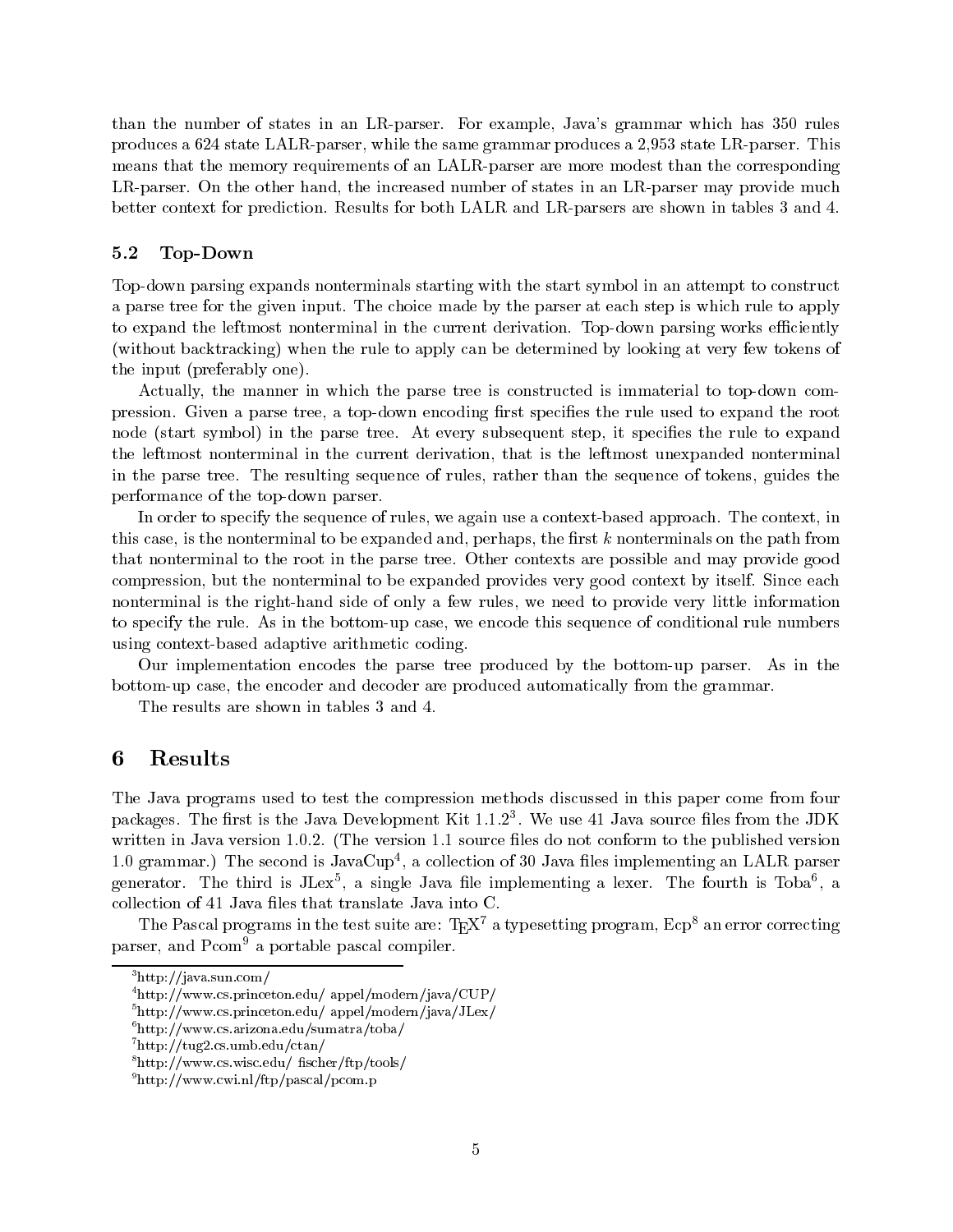than the number of states in an LR-parser. For example, Java's grammar which has 350 rules produces a 624 state LALR-parser, while the same grammar produces a 2,953 state LR-parser. This means that the memory requirements of an LALR-parser are more modest than the corresponding LR-parser. On the other hand, the increased number of states in an LR-parser may provide much better context for prediction. Results for both LALR and LR-parsers are shown in tables 3 and 4.

### 5.2 Top-Down

Top-down parsing expands nonterminals starting with the start symbol in an attempt to construct a parse tree for the given input. The choice made by the parser at each step is which rule to apply to expand the leftmost nonterminal in the current derivation. Top-down parsing works efficiently (without backtracking) when the rule to apply can be determined by looking at very few tokens of the input (preferably one).

Actually, the manner in which the parse tree is constructed is immaterial to top-down compression. Given a parse tree, a top-down encoding first specifies the rule used to expand the root node (start symbol) in the parse tree. At every subsequent step, it specifies the rule to expand the leftmost nonterminal in the current derivation, that is the leftmost unexpanded nonterminal in the parse tree. The resulting sequence of rules, rather than the sequence of tokens, guides the performance of the top-down parser.

In order to specify the sequence of rules, we again use a context-based approach. The context, in this case, is the nonterminal to be expanded and, perhaps, the first $k$ nonterminals on the path from that nonterminal to the root in the parse tree. Other contexts are possible and may provide good compression, but the nonterminal to be expanded provides very good context by itself. Since each nonterminal is the right-hand side of only a few rules, we need to provide very little information to specify the rule. As in the bottom-up case, we encode this sequence of conditional rule numbers using context-based adaptive arithmetic coding.

Our implementation encodes the parse tree produced by the bottom-up parser. As in the bottom-up case, the encoder and decoder are produced automatically from the grammar.

The results are shown in tables 3 and 4.

## 6 Results

The Java programs used to test the compression methods discussed in this paper come from four packages. The first is the Java Development Kit 1.1.2[3]. We use 41 Java source files from the JDK written in Java version 1.0.2. (The version 1.1 source files do not conform to the published version 1.0 grammar.) The second is JavaCup[4], a collection of 30 Java files implementing an LALR parser generator. The third is JLex[5], a single Java file implementing a lexer. The fourth is Toba[6], a collection of 41 Java files that translate Java into C.

The Pascal programs in the test suite are: TEX[7] a typesetting program, Ecp[8] an error correcting parser, and Pcom[9] a portable pascal compiler.

---

[3] http://java.sun.com/

[4] http://www.cs.princeton.edu/ appel/modern/java/CUP/

[5] http://www.cs.princeton.edu/ appel/modern/java/JLex/

[6] http://www.cs.arizona.edu/sumatra/toba/

[7] http://tug2.cs.umb.edu/ctan/

[8] http://www.cs.wisc.edu/ fischer/ftp/tools/

[9] http://www.cwi.nl/ftp/pascal/pcom.p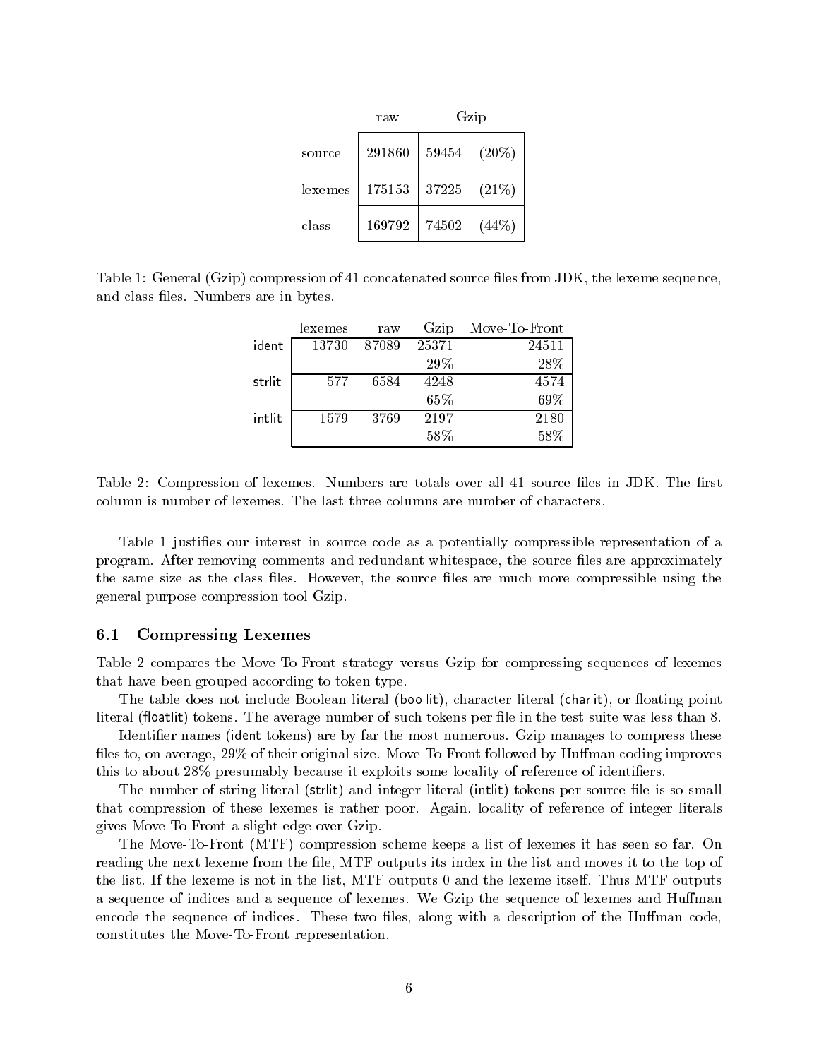|  | raw | Gzip |  |
|---|---|---|---|
| source | 291860 | 59454 | (20%) |
| lexemes | 175153 | 37225 | (21%) |
| class | 169792 | 74502 | (44%) |

Table 1: General (Gzip) compression of 41 concatenated source files from JDK, the lexeme sequence, and class files. Numbers are in bytes.

|  | lexemes | raw | Gzip | Move-To-Front |
|---|---|---|---|---|
| ident | 13730 | 87089 | 25371 | 24511 |
|  |  |  | 29% | 28% |
| strlit | 577 | 6584 | 4248 | 4574 |
|  |  |  | 65% | 69% |
| intlit | 1579 | 3769 | 2197 | 2180 |
|  |  |  | 58% | 58% |

Table 2: Compression of lexemes. Numbers are totals over all 41 source files in JDK. The first column is number of lexemes. The last three columns are number of characters.

Table 1 justifies our interest in source code as a potentially compressible representation of a program. After removing comments and redundant whitespace, the source files are approximately the same size as the class files. However, the source files are much more compressible using the general purpose compression tool Gzip.

### 6.1 Compressing Lexemes

Table 2 compares the Move-To-Front strategy versus Gzip for compressing sequences of lexemes that have been grouped according to token type.

The table does not include Boolean literal (boollit), character literal (charlit), or floating point literal (floatlit) tokens. The average number of such tokens per file in the test suite was less than 8.

Identifier names (ident tokens) are by far the most numerous. Gzip manages to compress these files to, on average, 29% of their original size. Move-To-Front followed by Huffman coding improves this to about 28% presumably because it exploits some locality of reference of identifiers.

The number of string literal (strlit) and integer literal (intlit) tokens per source file is so small that compression of these lexemes is rather poor. Again, locality of reference of integer literals gives Move-To-Front a slight edge over Gzip.

The Move-To-Front (MTF) compression scheme keeps a list of lexemes it has seen so far. On reading the next lexeme from the file, MTF outputs its index in the list and moves it to the top of the list. If the lexeme is not in the list, MTF outputs 0 and the lexeme itself. Thus MTF outputs a sequence of indices and a sequence of lexemes. We Gzip the sequence of lexemes and Huffman encode the sequence of indices. These two files, along with a description of the Huffman code, constitutes the Move-To-Front representation.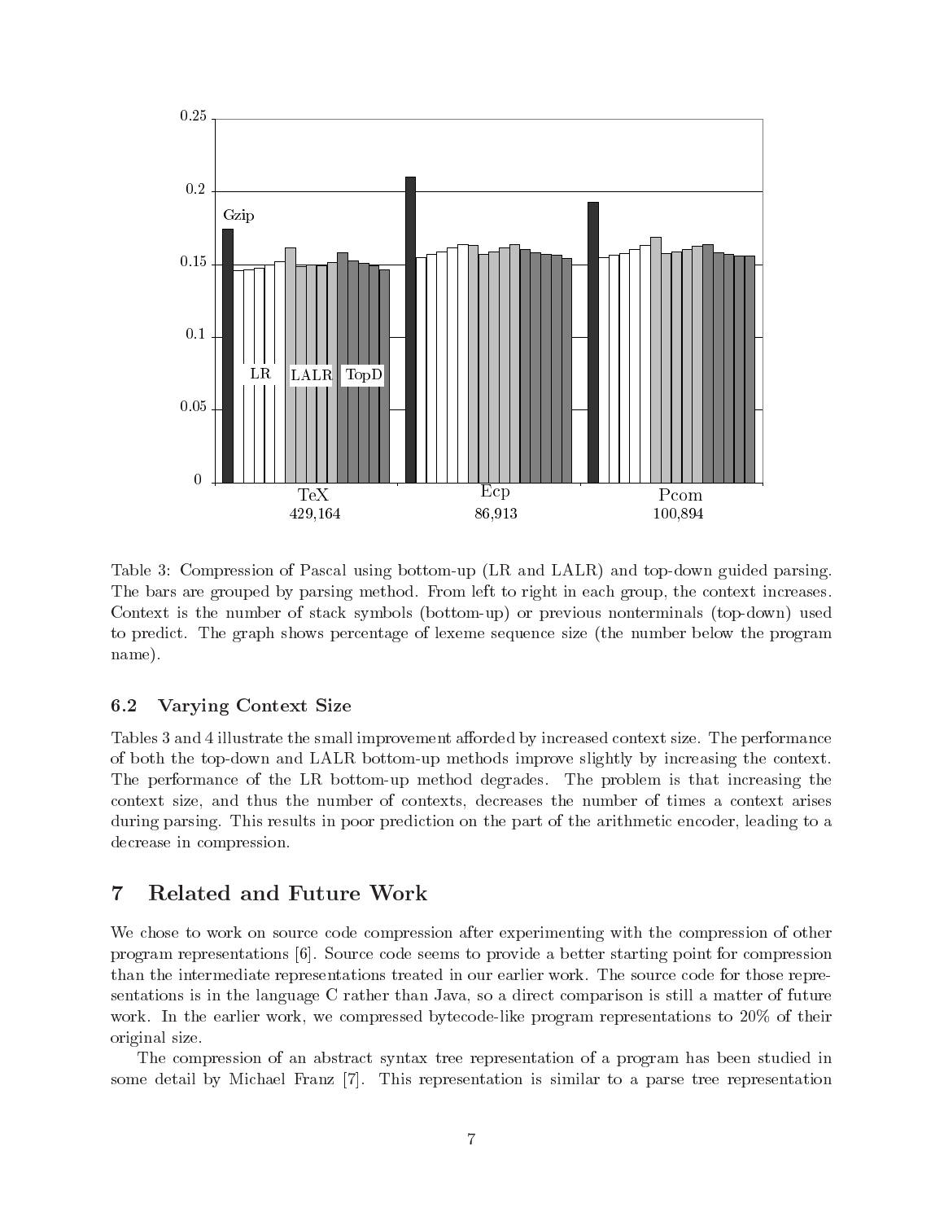Table 3: Compression of Pascal using bottom-up (LR and LALR) and top-down guided parsing. The bars are grouped by parsing method. From left to right in each group, the context increases. Context is the number of stack symbols (bottom-up) or previous nonterminals (top-down) used to predict. The graph shows percentage of lexeme sequence size (the number below the program name).

### 6.2 Varying Context Size

Tables 3 and 4 illustrate the small improvement afforded by increased context size. The performance of both the top-down and LALR bottom-up methods improve slightly by increasing the context. The performance of the LR bottom-up method degrades. The problem is that increasing the context size, and thus the number of contexts, decreases the number of times a context arises during parsing. This results in poor prediction on the part of the arithmetic encoder, leading to a decrease in compression.

## 7 Related and Future Work

We chose to work on source code compression after experimenting with the compression of other program representations [6]. Source code seems to provide a better starting point for compression than the intermediate representations treated in our earlier work. The source code for those representations is in the language C rather than Java, so a direct comparison is still a matter of future work. In the earlier work, we compressed bytecode-like program representations to 20% of their original size.

The compression of an abstract syntax tree representation of a program has been studied in some detail by Michael Franz [7]. This representation is similar to a parse tree representation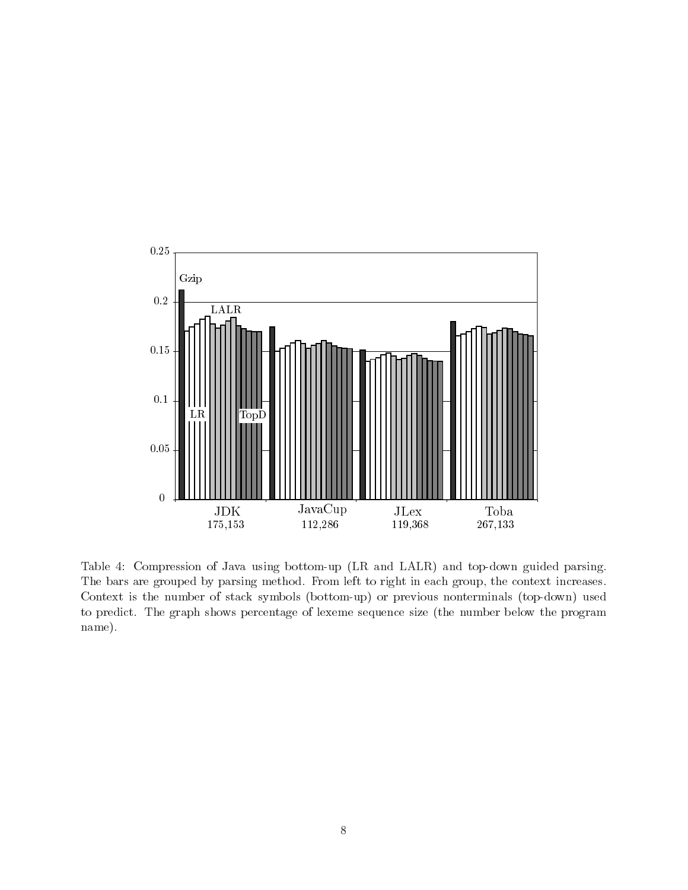Table 4: Compression of Java using bottom-up (LR and LALR) and top-down guided parsing. The bars are grouped by parsing method. From left to right in each group, the context increases. Context is the number of stack symbols (bottom-up) or previous nonterminals (top-down) used to predict. The graph shows percentage of lexeme sequence size (the number below the program name).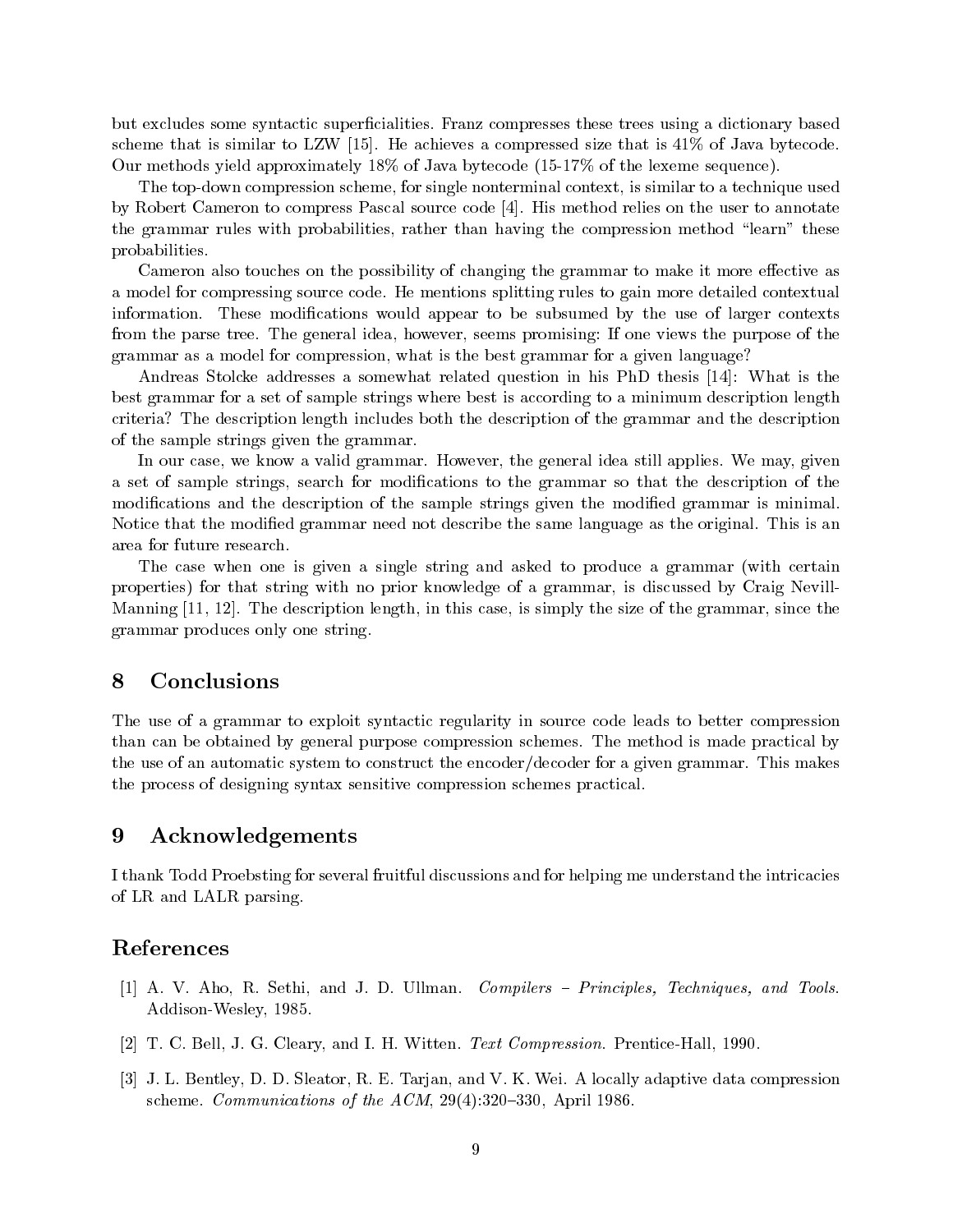but excludes some syntactic superficialities. Franz compresses these trees using a dictionary based scheme that is similar to LZW [15]. He achieves a compressed size that is 41% of Java bytecode. Our methods yield approximately 18% of Java bytecode (15-17% of the lexeme sequence).

The top-down compression scheme, for single nonterminal context, is similar to a technique used by Robert Cameron to compress Pascal source code [4]. His method relies on the user to annotate the grammar rules with probabilities, rather than having the compression method "learn" these probabilities.

Cameron also touches on the possibility of changing the grammar to make it more effective as a model for compressing source code. He mentions splitting rules to gain more detailed contextual information. These modifications would appear to be subsumed by the use of larger contexts from the parse tree. The general idea, however, seems promising: If one views the purpose of the grammar as a model for compression, what is the best grammar for a given language?

Andreas Stolcke addresses a somewhat related question in his PhD thesis [14]: What is the best grammar for a set of sample strings where best is according to a minimum description length criteria? The description length includes both the description of the grammar and the description of the sample strings given the grammar.

In our case, we know a valid grammar. However, the general idea still applies. We may, given a set of sample strings, search for modifications to the grammar so that the description of the modifications and the description of the sample strings given the modified grammar is minimal. Notice that the modified grammar need not describe the same language as the original. This is an area for future research.

The case when one is given a single string and asked to produce a grammar (with certain properties) for that string with no prior knowledge of a grammar, is discussed by Craig Nevill-Manning [11, 12]. The description length, in this case, is simply the size of the grammar, since the grammar produces only one string.

## 8 Conclusions

The use of a grammar to exploit syntactic regularity in source code leads to better compression than can be obtained by general purpose compression schemes. The method is made practical by the use of an automatic system to construct the encoder/decoder for a given grammar. This makes the process of designing syntax sensitive compression schemes practical.

## 9 Acknowledgements

I thank Todd Proebsting for several fruitful discussions and for helping me understand the intricacies of LR and LALR parsing.

## References

[1] A. V. Aho, R. Sethi, and J. D. Ullman. *Compilers – Principles, Techniques, and Tools.* Addison-Wesley, 1985.

[2] T. C. Bell, J. G. Cleary, and I. H. Witten. *Text Compression.* Prentice-Hall, 1990.

[3] J. L. Bentley, D. D. Sleator, R. E. Tarjan, and V. K. Wei. A locally adaptive data compression scheme. *Communications of the ACM*, 29(4):320–330, April 1986.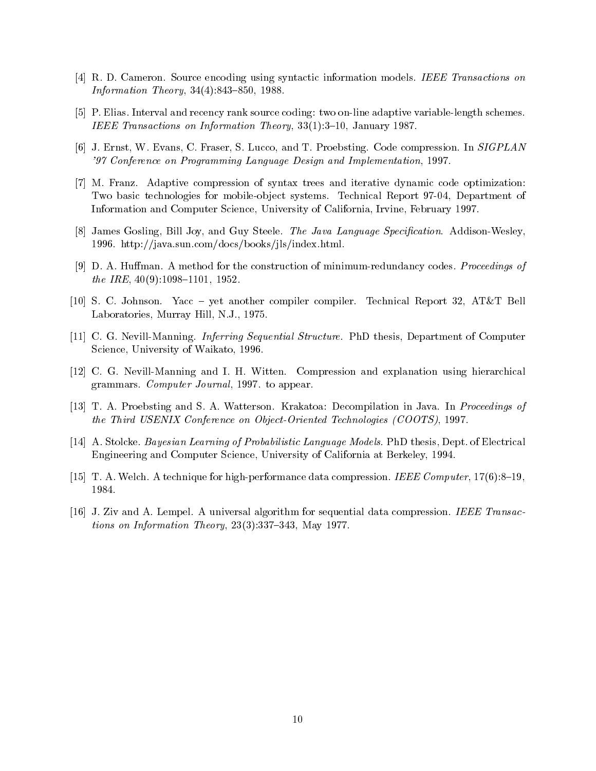[4] R. D. Cameron. Source encoding using syntactic information models. *IEEE Transactions on Information Theory*, 34(4):843–850, 1988.

[5] P. Elias. Interval and recency rank source coding: two on-line adaptive variable-length schemes. *IEEE Transactions on Information Theory*, 33(1):3–10, January 1987.

[6] J. Ernst, W. Evans, C. Fraser, S. Lucco, and T. Proebsting. Code compression. In *SIGPLAN '97 Conference on Programming Language Design and Implementation*, 1997.

[7] M. Franz. Adaptive compression of syntax trees and iterative dynamic code optimization: Two basic technologies for mobile-object systems. Technical Report 97-04, Department of Information and Computer Science, University of California, Irvine, February 1997.

[8] James Gosling, Bill Joy, and Guy Steele. *The Java Language Specification*. Addison-Wesley, 1996. http://java.sun.com/docs/books/jls/index.html.

[9] D. A. Huffman. A method for the construction of minimum-redundancy codes. *Proceedings of the IRE*, 40(9):1098–1101, 1952.

[10] S. C. Johnson. Yacc – yet another compiler compiler. Technical Report 32, AT&T Bell Laboratories, Murray Hill, N.J., 1975.

[11] C. G. Nevill-Manning. *Inferring Sequential Structure*. PhD thesis, Department of Computer Science, University of Waikato, 1996.

[12] C. G. Nevill-Manning and I. H. Witten. Compression and explanation using hierarchical grammars. *Computer Journal*, 1997. to appear.

[13] T. A. Proebsting and S. A. Watterson. Krakatoa: Decompilation in Java. In *Proceedings of the Third USENIX Conference on Object-Oriented Technologies (COOTS)*, 1997.

[14] A. Stolcke. *Bayesian Learning of Probabilistic Language Models*. PhD thesis, Dept. of Electrical Engineering and Computer Science, University of California at Berkeley, 1994.

[15] T. A. Welch. A technique for high-performance data compression. *IEEE Computer*, 17(6):8–19, 1984.

[16] J. Ziv and A. Lempel. A universal algorithm for sequential data compression. *IEEE Transactions on Information Theory*, 23(3):337–343, May 1977.